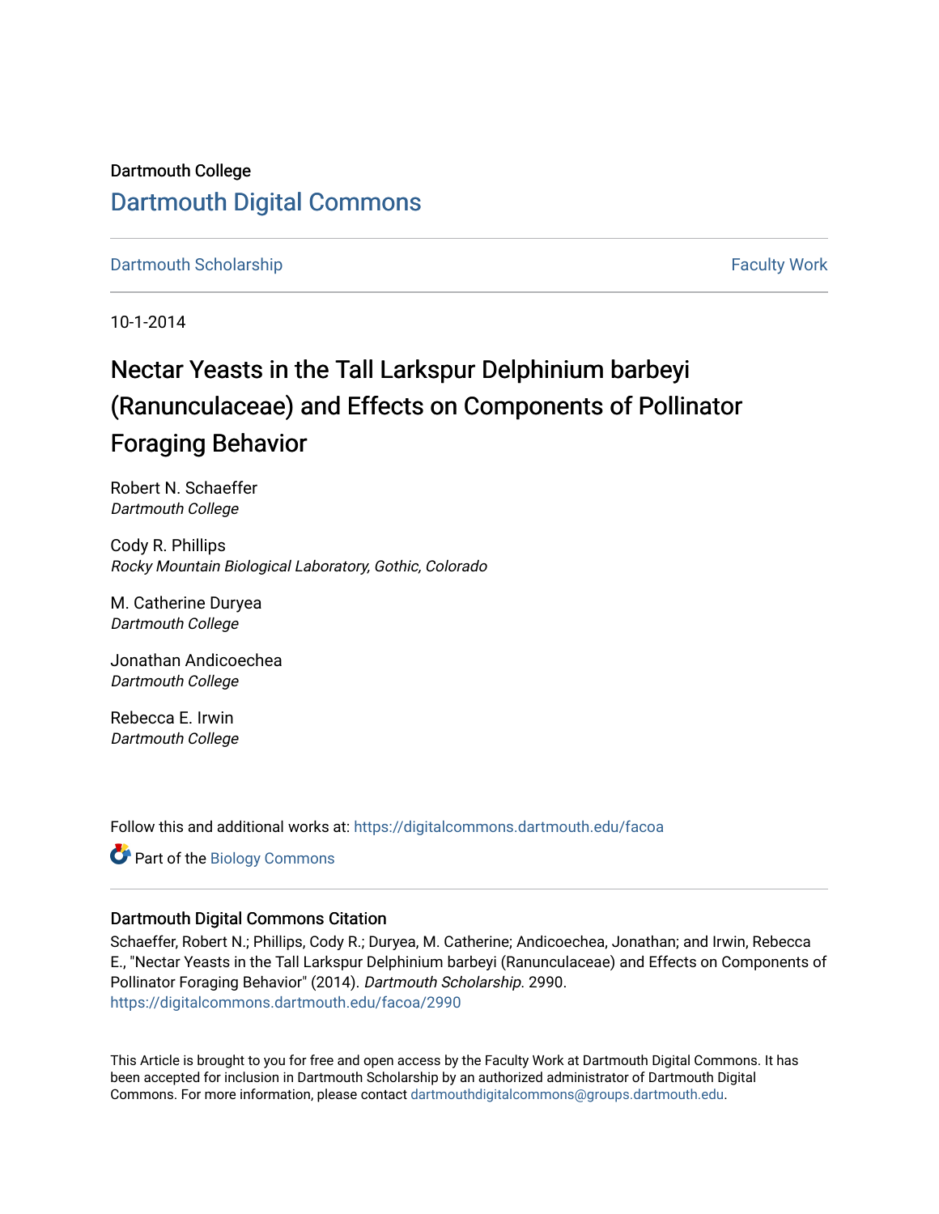Dartmouth College

# Dartmouth Digital Commons

Dartmouth Scholarship | Faculty Work

10-1-2014

## Nectar Yeasts in the Tall Larkspur Delphinium barbeyi (Ranunculaceae) and Effects on Components of Pollinator Foraging Behavior

Robert N. Schaeffer
*Dartmouth College*

Cody R. Phillips
*Rocky Mountain Biological Laboratory, Gothic, Colorado*

M. Catherine Duryea
*Dartmouth College*

Jonathan Andicoechea
*Dartmouth College*

Rebecca E. Irwin
*Dartmouth College*

Follow this and additional works at: https://digitalcommons.dartmouth.edu/facoa

Part of the Biology Commons

### Dartmouth Digital Commons Citation

Schaeffer, Robert N.; Phillips, Cody R.; Duryea, M. Catherine; Andicoechea, Jonathan; and Irwin, Rebecca E., "Nectar Yeasts in the Tall Larkspur Delphinium barbeyi (Ranunculaceae) and Effects on Components of Pollinator Foraging Behavior" (2014). *Dartmouth Scholarship.* 2990.
https://digitalcommons.dartmouth.edu/facoa/2990

This Article is brought to you for free and open access by the Faculty Work at Dartmouth Digital Commons. It has been accepted for inclusion in Dartmouth Scholarship by an authorized administrator of Dartmouth Digital Commons. For more information, please contact dartmouthdigitalcommons@groups.dartmouth.edu.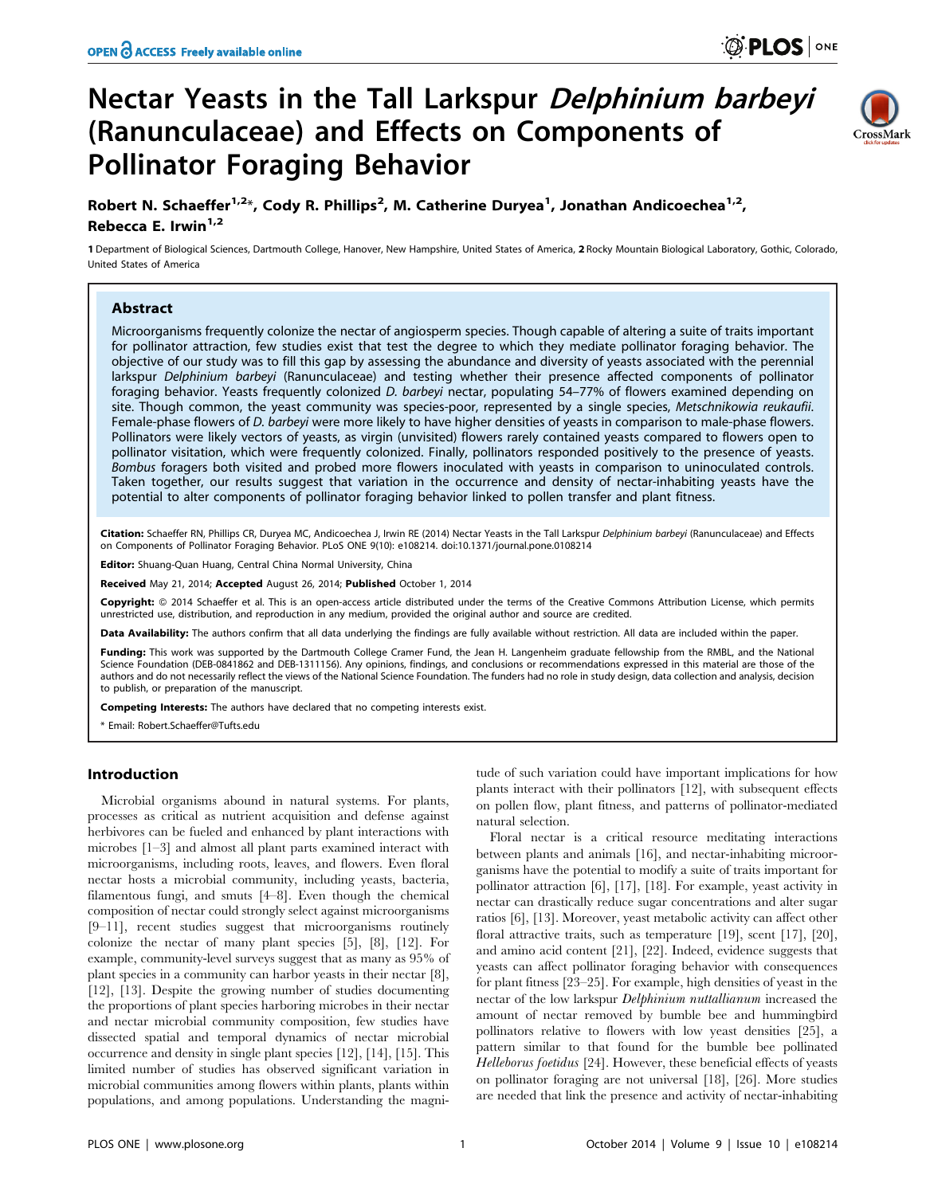# Nectar Yeasts in the Tall Larkspur *Delphinium barbeyi* (Ranunculaceae) and Effects on Components of Pollinator Foraging Behavior

**Robert N. Schaeffer[1,2]*, Cody R. Phillips[2], M. Catherine Duryea[1], Jonathan Andicoechea[1,2], Rebecca E. Irwin[1,2]**

1 Department of Biological Sciences, Dartmouth College, Hanover, New Hampshire, United States of America, 2 Rocky Mountain Biological Laboratory, Gothic, Colorado, United States of America

## Abstract

Microorganisms frequently colonize the nectar of angiosperm species. Though capable of altering a suite of traits important for pollinator attraction, few studies exist that test the degree to which they mediate pollinator foraging behavior. The objective of our study was to fill this gap by assessing the abundance and diversity of yeasts associated with the perennial larkspur *Delphinium barbeyi* (Ranunculaceae) and testing whether their presence affected components of pollinator foraging behavior. Yeasts frequently colonized *D. barbeyi* nectar, populating 54–77% of flowers examined depending on site. Though common, the yeast community was species-poor, represented by a single species, *Metschnikowia reukaufii*. Female-phase flowers of *D. barbeyi* were more likely to have higher densities of yeasts in comparison to male-phase flowers. Pollinators were likely vectors of yeasts, as virgin (unvisited) flowers rarely contained yeasts compared to flowers open to pollinator visitation, which were frequently colonized. Finally, pollinators responded positively to the presence of yeasts. *Bombus* foragers both visited and probed more flowers inoculated with yeasts in comparison to uninoculated controls. Taken together, our results suggest that variation in the occurrence and density of nectar-inhabiting yeasts have the potential to alter components of pollinator foraging behavior linked to pollen transfer and plant fitness.

**Citation:** Schaeffer RN, Phillips CR, Duryea MC, Andicoechea J, Irwin RE (2014) Nectar Yeasts in the Tall Larkspur *Delphinium barbeyi* (Ranunculaceae) and Effects on Components of Pollinator Foraging Behavior. PLoS ONE 9(10): e108214. doi:10.1371/journal.pone.0108214

**Editor:** Shuang-Quan Huang, Central China Normal University, China

**Received** May 21, 2014; **Accepted** August 26, 2014; **Published** October 1, 2014

**Copyright:** © 2014 Schaeffer et al. This is an open-access article distributed under the terms of the Creative Commons Attribution License, which permits unrestricted use, distribution, and reproduction in any medium, provided the original author and source are credited.

**Data Availability:** The authors confirm that all data underlying the findings are fully available without restriction. All data are included within the paper.

**Funding:** This work was supported by the Dartmouth College Cramer Fund, the Jean H. Langenheim graduate fellowship from the RMBL, and the National Science Foundation (DEB-0841862 and DEB-1311156). Any opinions, findings, and conclusions or recommendations expressed in this material are those of the authors and do not necessarily reflect the views of the National Science Foundation. The funders had no role in study design, data collection and analysis, decision to publish, or preparation of the manuscript.

**Competing Interests:** The authors have declared that no competing interests exist.

* Email: Robert.Schaeffer@Tufts.edu

## Introduction

Microbial organisms abound in natural systems. For plants, processes as critical as nutrient acquisition and defense against herbivores can be fueled and enhanced by plant interactions with microbes [1–3] and almost all plant parts examined interact with microorganisms, including roots, leaves, and flowers. Even floral nectar hosts a microbial community, including yeasts, bacteria, filamentous fungi, and smuts [4–8]. Even though the chemical composition of nectar could strongly select against microorganisms [9–11], recent studies suggest that microorganisms routinely colonize the nectar of many plant species [5], [8], [12]. For example, community-level surveys suggest that as many as 95% of plant species in a community can harbor yeasts in their nectar [8], [12], [13]. Despite the growing number of studies documenting the proportions of plant species harboring microbes in their nectar and nectar microbial community composition, few studies have dissected spatial and temporal dynamics of nectar microbial occurrence and density in single plant species [12], [14], [15]. This limited number of studies has observed significant variation in microbial communities among flowers within plants, plants within populations, and among populations. Understanding the magnitude of such variation could have important implications for how plants interact with their pollinators [12], with subsequent effects on pollen flow, plant fitness, and patterns of pollinator-mediated natural selection.

Floral nectar is a critical resource meditating interactions between plants and animals [16], and nectar-inhabiting microorganisms have the potential to modify a suite of traits important for pollinator attraction [6], [17], [18]. For example, yeast activity in nectar can drastically reduce sugar concentrations and alter sugar ratios [6], [13]. Moreover, yeast metabolic activity can affect other floral attractive traits, such as temperature [19], scent [17], [20], and amino acid content [21], [22]. Indeed, evidence suggests that yeasts can affect pollinator foraging behavior with consequences for plant fitness [23–25]. For example, high densities of yeast in the nectar of the low larkspur *Delphinium nuttallianum* increased the amount of nectar removed by bumble bee and hummingbird pollinators relative to flowers with low yeast densities [25], a pattern similar to that found for the bumble bee pollinated *Helleborus foetidus* [24]. However, these beneficial effects of yeasts on pollinator foraging are not universal [18], [26]. More studies are needed that link the presence and activity of nectar-inhabiting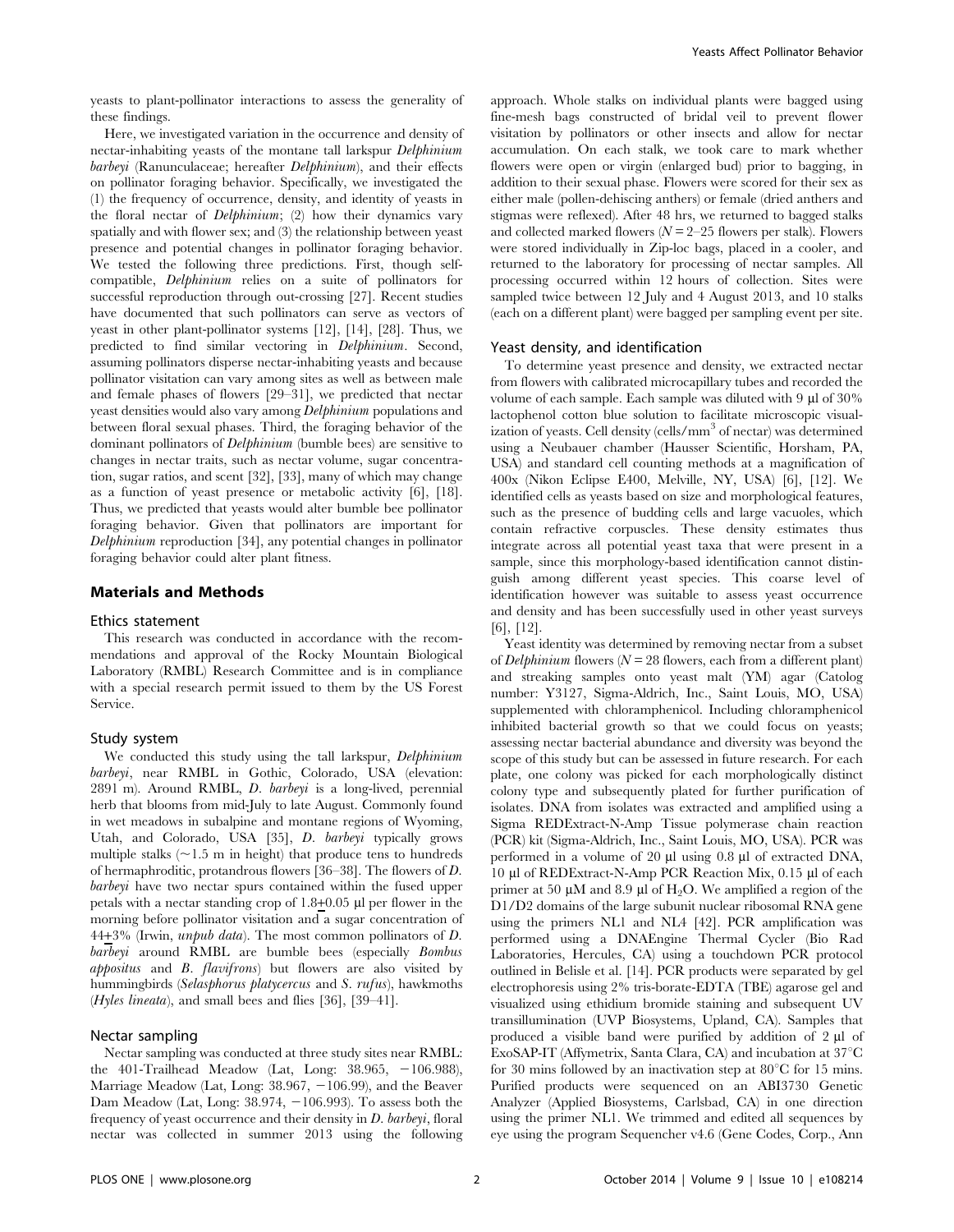yeasts to plant-pollinator interactions to assess the generality of these findings.

Here, we investigated variation in the occurrence and density of nectar-inhabiting yeasts of the montane tall larkspur *Delphinium barbeyi* (Ranunculaceae; hereafter *Delphinium*), and their effects on pollinator foraging behavior. Specifically, we investigated the (1) the frequency of occurrence, density, and identity of yeasts in the floral nectar of *Delphinium*; (2) how their dynamics vary spatially and with flower sex; and (3) the relationship between yeast presence and potential changes in pollinator foraging behavior. We tested the following three predictions. First, though self-compatible, *Delphinium* relies on a suite of pollinators for successful reproduction through out-crossing [27]. Recent studies have documented that such pollinators can serve as vectors of yeast in other plant-pollinator systems [12], [14], [28]. Thus, we predicted to find similar vectoring in *Delphinium*. Second, assuming pollinators disperse nectar-inhabiting yeasts and because pollinator visitation can vary among sites as well as between male and female phases of flowers [29–31], we predicted that nectar yeast densities would also vary among *Delphinium* populations and between floral sexual phases. Third, the foraging behavior of the dominant pollinators of *Delphinium* (bumble bees) are sensitive to changes in nectar traits, such as nectar volume, sugar concentration, sugar ratios, and scent [32], [33], many of which may change as a function of yeast presence or metabolic activity [6], [18]. Thus, we predicted that yeasts would alter bumble bee pollinator foraging behavior. Given that pollinators are important for *Delphinium* reproduction [34], any potential changes in pollinator foraging behavior could alter plant fitness.

## Materials and Methods

### Ethics statement

This research was conducted in accordance with the recommendations and approval of the Rocky Mountain Biological Laboratory (RMBL) Research Committee and is in compliance with a special research permit issued to them by the US Forest Service.

### Study system

We conducted this study using the tall larkspur, *Delphinium barbeyi*, near RMBL in Gothic, Colorado, USA (elevation: 2891 m). Around RMBL, *D. barbeyi* is a long-lived, perennial herb that blooms from mid-July to late August. Commonly found in wet meadows in subalpine and montane regions of Wyoming, Utah, and Colorado, USA [35], *D. barbeyi* typically grows multiple stalks (~1.5 m in height) that produce tens to hundreds of hermaphroditic, protandrous flowers [36–38]. The flowers of *D. barbeyi* have two nectar spurs contained within the fused upper petals with a nectar standing crop of 1.8±0.05 µl per flower in the morning before pollinator visitation and a sugar concentration of 44±3% (Irwin, *unpub data*). The most common pollinators of *D. barbeyi* around RMBL are bumble bees (especially *Bombus appositus* and *B. flavifrons*) but flowers are also visited by hummingbirds (*Selasphorus platycercus* and *S. rufus*), hawkmoths (*Hyles lineata*), and small bees and flies [36], [39–41].

### Nectar sampling

Nectar sampling was conducted at three study sites near RMBL: the 401-Trailhead Meadow (Lat, Long: 38.965, −106.988), Marriage Meadow (Lat, Long: 38.967, −106.99), and the Beaver Dam Meadow (Lat, Long: 38.974, −106.993). To assess both the frequency of yeast occurrence and their density in *D. barbeyi*, floral nectar was collected in summer 2013 using the following approach. Whole stalks on individual plants were bagged using fine-mesh bags constructed of bridal veil to prevent flower visitation by pollinators or other insects and allow for nectar accumulation. On each stalk, we took care to mark whether flowers were open or virgin (enlarged bud) prior to bagging, in addition to their sexual phase. Flowers were scored for their sex as either male (pollen-dehiscing anthers) or female (dried anthers and stigmas were reflexed). After 48 hrs, we returned to bagged stalks and collected marked flowers ($N$ = 2–25 flowers per stalk). Flowers were stored individually in Zip-loc bags, placed in a cooler, and returned to the laboratory for processing of nectar samples. All processing occurred within 12 hours of collection. Sites were sampled twice between 12 July and 4 August 2013, and 10 stalks (each on a different plant) were bagged per sampling event per site.

### Yeast density, and identification

To determine yeast presence and density, we extracted nectar from flowers with calibrated microcapillary tubes and recorded the volume of each sample. Each sample was diluted with 9 µl of 30% lactophenol cotton blue solution to facilitate microscopic visualization of yeasts. Cell density (cells/mm$^3$ of nectar) was determined using a Neubauer chamber (Hausser Scientific, Horsham, PA, USA) and standard cell counting methods at a magnification of 400x (Nikon Eclipse E400, Melville, NY, USA) [6], [12]. We identified cells as yeasts based on size and morphological features, such as the presence of budding cells and large vacuoles, which contain refractive corpuscles. These density estimates thus integrate across all potential yeast taxa that were present in a sample, since this morphology-based identification cannot distinguish among different yeast species. This coarse level of identification however was suitable to assess yeast occurrence and density and has been successfully used in other yeast surveys [6], [12].

Yeast identity was determined by removing nectar from a subset of *Delphinium* flowers ($N$ = 28 flowers, each from a different plant) and streaking samples onto yeast malt (YM) agar (Catolog number: Y3127, Sigma-Aldrich, Inc., Saint Louis, MO, USA) supplemented with chloramphenicol. Including chloramphenicol inhibited bacterial growth so that we could focus on yeasts; assessing nectar bacterial abundance and diversity was beyond the scope of this study but can be assessed in future research. For each plate, one colony was picked for each morphologically distinct colony type and subsequently plated for further purification of isolates. DNA from isolates was extracted and amplified using a Sigma REDExtract-N-Amp Tissue polymerase chain reaction (PCR) kit (Sigma-Aldrich, Inc., Saint Louis, MO, USA). PCR was performed in a volume of 20 µl using 0.8 µl of extracted DNA, 10 µl of REDExtract-N-Amp PCR Reaction Mix, 0.15 µl of each primer at 50 µM and 8.9 µl of $H_2O$. We amplified a region of the D1/D2 domains of the large subunit nuclear ribosomal RNA gene using the primers NL1 and NL4 [42]. PCR amplification was performed using a DNAEngine Thermal Cycler (Bio Rad Laboratories, Hercules, CA) using a touchdown PCR protocol outlined in Belisle et al. [14]. PCR products were separated by gel electrophoresis using 2% tris-borate-EDTA (TBE) agarose gel and visualized using ethidium bromide staining and subsequent UV transillumination (UVP Biosystems, Upland, CA). Samples that produced a visible band were purified by addition of 2 µl of ExoSAP-IT (Affymetrix, Santa Clara, CA) and incubation at 37°C for 30 mins followed by an inactivation step at 80°C for 15 mins. Purified products were sequenced on an ABI3730 Genetic Analyzer (Applied Biosystems, Carlsbad, CA) in one direction using the primer NL1. We trimmed and edited all sequences by eye using the program Sequencher v4.6 (Gene Codes, Corp., Ann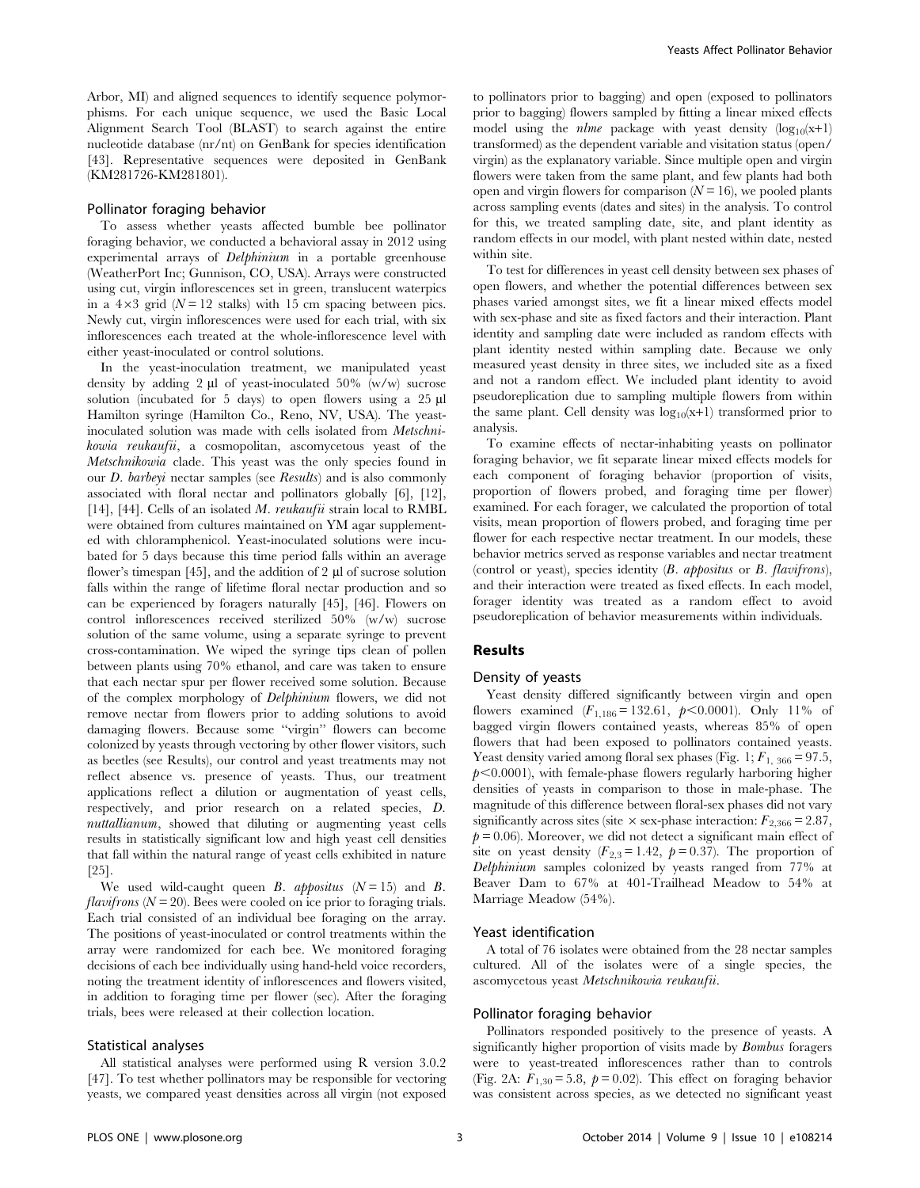Arbor, MI) and aligned sequences to identify sequence polymorphisms. For each unique sequence, we used the Basic Local Alignment Search Tool (BLAST) to search against the entire nucleotide database (nr/nt) on GenBank for species identification [43]. Representative sequences were deposited in GenBank (KM281726-KM281801).

### Pollinator foraging behavior

To assess whether yeasts affected bumble bee pollinator foraging behavior, we conducted a behavioral assay in 2012 using experimental arrays of *Delphinium* in a portable greenhouse (WeatherPort Inc; Gunnison, CO, USA). Arrays were constructed using cut, virgin inflorescences set in green, translucent waterpics in a 4×3 grid ($N = 12$ stalks) with 15 cm spacing between pics. Newly cut, virgin inflorescences were used for each trial, with six inflorescences each treated at the whole-inflorescence level with either yeast-inoculated or control solutions.

In the yeast-inoculation treatment, we manipulated yeast density by adding 2 µl of yeast-inoculated 50% (w/w) sucrose solution (incubated for 5 days) to open flowers using a 25 µl Hamilton syringe (Hamilton Co., Reno, NV, USA). The yeast-inoculated solution was made with cells isolated from *Metschnikowia reukaufii*, a cosmopolitan, ascomycetous yeast of the *Metschnikowia* clade. This yeast was the only species found in our *D. barbeyi* nectar samples (see *Results*) and is also commonly associated with floral nectar and pollinators globally [6], [12], [14], [44]. Cells of an isolated *M. reukaufii* strain local to RMBL were obtained from cultures maintained on YM agar supplemented with chloramphenicol. Yeast-inoculated solutions were incubated for 5 days because this time period falls within an average flower's timespan [45], and the addition of 2 µl of sucrose solution falls within the range of lifetime floral nectar production and so can be experienced by foragers naturally [45], [46]. Flowers on control inflorescences received sterilized 50% (w/w) sucrose solution of the same volume, using a separate syringe to prevent cross-contamination. We wiped the syringe tips clean of pollen between plants using 70% ethanol, and care was taken to ensure that each nectar spur per flower received some solution. Because of the complex morphology of *Delphinium* flowers, we did not remove nectar from flowers prior to adding solutions to avoid damaging flowers. Because some "virgin" flowers can become colonized by yeasts through vectoring by other flower visitors, such as beetles (see Results), our control and yeast treatments may not reflect absence vs. presence of yeasts. Thus, our treatment applications reflect a dilution or augmentation of yeast cells, respectively, and prior research on a related species, *D. nuttallianum*, showed that diluting or augmenting yeast cells results in statistically significant low and high yeast cell densities that fall within the natural range of yeast cells exhibited in nature [25].

We used wild-caught queen *B. appositus* ($N = 15$) and *B. flavifrons* ($N = 20$). Bees were cooled on ice prior to foraging trials. Each trial consisted of an individual bee foraging on the array. The positions of yeast-inoculated or control treatments within the array were randomized for each bee. We monitored foraging decisions of each bee individually using hand-held voice recorders, noting the treatment identity of inflorescences and flowers visited, in addition to foraging time per flower (sec). After the foraging trials, bees were released at their collection location.

### Statistical analyses

All statistical analyses were performed using R version 3.0.2 [47]. To test whether pollinators may be responsible for vectoring yeasts, we compared yeast densities across all virgin (not exposed to pollinators prior to bagging) and open (exposed to pollinators prior to bagging) flowers sampled by fitting a linear mixed effects model using the *nlme* package with yeast density ($\log_{10}(x+1)$ transformed) as the dependent variable and visitation status (open/virgin) as the explanatory variable. Since multiple open and virgin flowers were taken from the same plant, and few plants had both open and virgin flowers for comparison ($N = 16$), we pooled plants across sampling events (dates and sites) in the analysis. To control for this, we treated sampling date, site, and plant identity as random effects in our model, with plant nested within date, nested within site.

To test for differences in yeast cell density between sex phases of open flowers, and whether the potential differences between sex phases varied amongst sites, we fit a linear mixed effects model with sex-phase and site as fixed factors and their interaction. Plant identity and sampling date were included as random effects with plant identity nested within sampling date. Because we only measured yeast density in three sites, we included site as a fixed and not a random effect. We included plant identity to avoid pseudoreplication due to sampling multiple flowers from within the same plant. Cell density was $\log_{10}(x+1)$ transformed prior to analysis.

To examine effects of nectar-inhabiting yeasts on pollinator foraging behavior, we fit separate linear mixed effects models for each component of foraging behavior (proportion of visits, proportion of flowers probed, and foraging time per flower) examined. For each forager, we calculated the proportion of total visits, mean proportion of flowers probed, and foraging time per flower for each respective nectar treatment. In our models, these behavior metrics served as response variables and nectar treatment (control or yeast), species identity (*B. appositus* or *B. flavifrons*), and their interaction were treated as fixed effects. In each model, forager identity was treated as a random effect to avoid pseudoreplication of behavior measurements within individuals.

## Results

### Density of yeasts

Yeast density differed significantly between virgin and open flowers examined ($F_{1,186} = 132.61$, $p < 0.0001$). Only 11% of bagged virgin flowers contained yeasts, whereas 85% of open flowers that had been exposed to pollinators contained yeasts. Yeast density varied among floral sex phases (Fig. 1; $F_{1,366} = 97.5$, $p < 0.0001$), with female-phase flowers regularly harboring higher densities of yeasts in comparison to those in male-phase. The magnitude of this difference between floral-sex phases did not vary significantly across sites (site × sex-phase interaction: $F_{2,366} = 2.87$, $p = 0.06$). Moreover, we did not detect a significant main effect of site on yeast density ($F_{2,3} = 1.42$, $p = 0.37$). The proportion of *Delphinium* samples colonized by yeasts ranged from 77% at Beaver Dam to 67% at 401-Trailhead Meadow to 54% at Marriage Meadow (54%).

### Yeast identification

A total of 76 isolates were obtained from the 28 nectar samples cultured. All of the isolates were of a single species, the ascomycetous yeast *Metschnikowia reukaufii*.

### Pollinator foraging behavior

Pollinators responded positively to the presence of yeasts. A significantly higher proportion of visits made by *Bombus* foragers were to yeast-treated inflorescences rather than to controls (Fig. 2A: $F_{1,30} = 5.8$, $p = 0.02$). This effect on foraging behavior was consistent across species, as we detected no significant yeast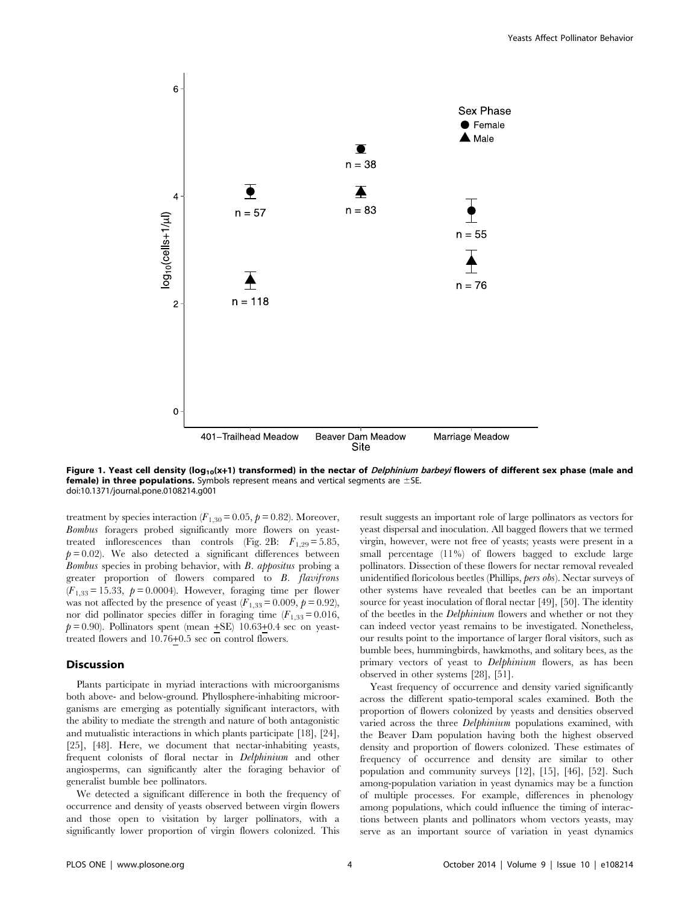Figure 1. Yeast cell density ($\log_{10}$(x+1) transformed) in the nectar of *Delphinium barbeyi* flowers of different sex phase (male and female) in three populations. Symbols represent means and vertical segments are ±SE.
doi:10.1371/journal.pone.0108214.g001

treatment by species interaction ($F_{1,30} = 0.05$, $p = 0.82$). Moreover, *Bombus* foragers probed significantly more flowers on yeast-treated inflorescences than controls (Fig. 2B: $F_{1,29} = 5.85$, $p = 0.02$). We also detected a significant differences between *Bombus* species in probing behavior, with *B. appositus* probing a greater proportion of flowers compared to *B. flavifrons* ($F_{1,33} = 15.33$, $p = 0.0004$). However, foraging time per flower was not affected by the presence of yeast ($F_{1,33} = 0.009$, $p = 0.92$), nor did pollinator species differ in foraging time ($F_{1,33} = 0.016$, $p = 0.90$). Pollinators spent (mean ±SE) 10.63±0.4 sec on yeast-treated flowers and 10.76±0.5 sec on control flowers.

## Discussion

Plants participate in myriad interactions with microorganisms both above- and below-ground. Phyllosphere-inhabiting microorganisms are emerging as potentially significant interactors, with the ability to mediate the strength and nature of both antagonistic and mutualistic interactions in which plants participate [18], [24], [25], [48]. Here, we document that nectar-inhabiting yeasts, frequent colonists of floral nectar in *Delphinium* and other angiosperms, can significantly alter the foraging behavior of generalist bumble bee pollinators.

We detected a significant difference in both the frequency of occurrence and density of yeasts observed between virgin flowers and those open to visitation by larger pollinators, with a significantly lower proportion of virgin flowers colonized. This result suggests an important role of large pollinators as vectors for yeast dispersal and inoculation. All bagged flowers that we termed virgin, however, were not free of yeasts; yeasts were present in a small percentage (11%) of flowers bagged to exclude large pollinators. Dissection of these flowers for nectar removal revealed unidentified floricolous beetles (Phillips, *pers obs*). Nectar surveys of other systems have revealed that beetles can be an important source for yeast inoculation of floral nectar [49], [50]. The identity of the beetles in the *Delphinium* flowers and whether or not they can indeed vector yeast remains to be investigated. Nonetheless, our results point to the importance of larger floral visitors, such as bumble bees, hummingbirds, hawkmoths, and solitary bees, as the primary vectors of yeast to *Delphinium* flowers, as has been observed in other systems [28], [51].

Yeast frequency of occurrence and density varied significantly across the different spatio-temporal scales examined. Both the proportion of flowers colonized by yeasts and densities observed varied across the three *Delphinium* populations examined, with the Beaver Dam population having both the highest observed density and proportion of flowers colonized. These estimates of frequency of occurrence and density are similar to other population and community surveys [12], [15], [46], [52]. Such among-population variation in yeast dynamics may be a function of multiple processes. For example, differences in phenology among populations, which could influence the timing of interactions between plants and pollinators whom vectors yeasts, may serve as an important source of variation in yeast dynamics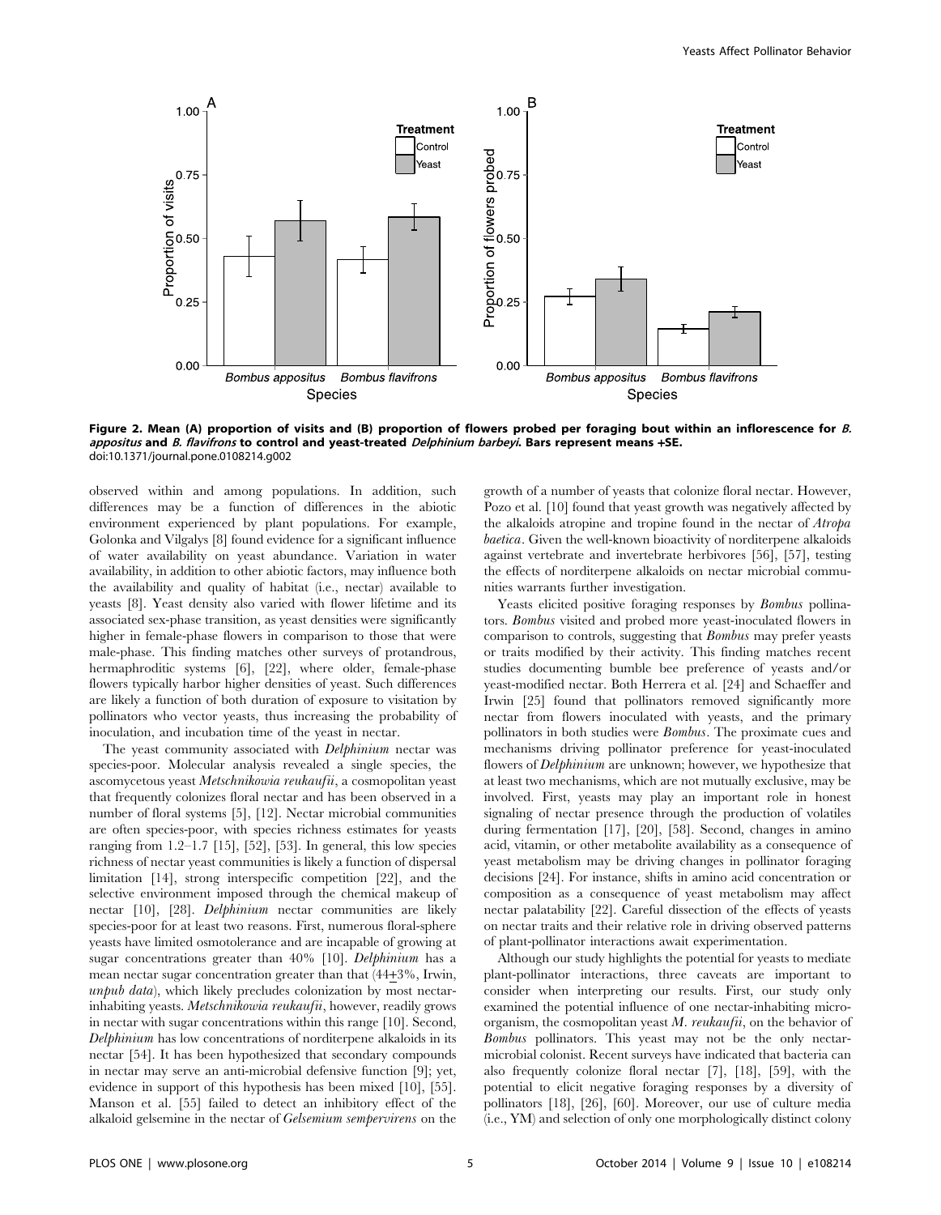**Figure 2. Mean (A) proportion of visits and (B) proportion of flowers probed per foraging bout within an inflorescence for *B. appositus* and *B. flavifrons* to control and yeast-treated *Delphinium barbeyi*. Bars represent means +SE.**
doi:10.1371/journal.pone.0108214.g002

observed within and among populations. In addition, such differences may be a function of differences in the abiotic environment experienced by plant populations. For example, Golonka and Vilgalys [8] found evidence for a significant influence of water availability on yeast abundance. Variation in water availability, in addition to other abiotic factors, may influence both the availability and quality of habitat (i.e., nectar) available to yeasts [8]. Yeast density also varied with flower lifetime and its associated sex-phase transition, as yeast densities were significantly higher in female-phase flowers in comparison to those that were male-phase. This finding matches other surveys of protandrous, hermaphroditic systems [6], [22], where older, female-phase flowers typically harbor higher densities of yeast. Such differences are likely a function of both duration of exposure to visitation by pollinators who vector yeasts, thus increasing the probability of inoculation, and incubation time of the yeast in nectar.

The yeast community associated with *Delphinium* nectar was species-poor. Molecular analysis revealed a single species, the ascomycetous yeast *Metschnikowia reukaufii*, a cosmopolitan yeast that frequently colonizes floral nectar and has been observed in a number of floral systems [5], [12]. Nectar microbial communities are often species-poor, with species richness estimates for yeasts ranging from 1.2–1.7 [15], [52], [53]. In general, this low species richness of nectar yeast communities is likely a function of dispersal limitation [14], strong interspecific competition [22], and the selective environment imposed through the chemical makeup of nectar [10], [28]. *Delphinium* nectar communities are likely species-poor for at least two reasons. First, numerous floral-sphere yeasts have limited osmotolerance and are incapable of growing at sugar concentrations greater than 40% [10]. *Delphinium* has a mean nectar sugar concentration greater than that (44±3%, Irwin, *unpub data*), which likely precludes colonization by most nectar-inhabiting yeasts. *Metschnikowia reukaufii*, however, readily grows in nectar with sugar concentrations within this range [10]. Second, *Delphinium* has low concentrations of norditerpene alkaloids in its nectar [54]. It has been hypothesized that secondary compounds in nectar may serve an anti-microbial defensive function [9]; yet, evidence in support of this hypothesis has been mixed [10], [55]. Manson et al. [55] failed to detect an inhibitory effect of the alkaloid gelsemine in the nectar of *Gelsemium sempervirens* on the growth of a number of yeasts that colonize floral nectar. However, Pozo et al. [10] found that yeast growth was negatively affected by the alkaloids atropine and tropine found in the nectar of *Atropa baetica*. Given the well-known bioactivity of norditerpene alkaloids against vertebrate and invertebrate herbivores [56], [57], testing the effects of norditerpene alkaloids on nectar microbial communities warrants further investigation.

Yeasts elicited positive foraging responses by *Bombus* pollinators. *Bombus* visited and probed more yeast-inoculated flowers in comparison to controls, suggesting that *Bombus* may prefer yeasts or traits modified by their activity. This finding matches recent studies documenting bumble bee preference of yeasts and/or yeast-modified nectar. Both Herrera et al. [24] and Schaeffer and Irwin [25] found that pollinators removed significantly more nectar from flowers inoculated with yeasts, and the primary pollinators in both studies were *Bombus*. The proximate cues and mechanisms driving pollinator preference for yeast-inoculated flowers of *Delphinium* are unknown; however, we hypothesize that at least two mechanisms, which are not mutually exclusive, may be involved. First, yeasts may play an important role in honest signaling of nectar presence through the production of volatiles during fermentation [17], [20], [58]. Second, changes in amino acid, vitamin, or other metabolite availability as a consequence of yeast metabolism may be driving changes in pollinator foraging decisions [24]. For instance, shifts in amino acid concentration or composition as a consequence of yeast metabolism may affect nectar palatability [22]. Careful dissection of the effects of yeasts on nectar traits and their relative role in driving observed patterns of plant-pollinator interactions await experimentation.

Although our study highlights the potential for yeasts to mediate plant-pollinator interactions, three caveats are important to consider when interpreting our results. First, our study only examined the potential influence of one nectar-inhabiting microorganism, the cosmopolitan yeast *M. reukaufii*, on the behavior of *Bombus* pollinators. This yeast may not be the only nectar-microbial colonist. Recent surveys have indicated that bacteria can also frequently colonize floral nectar [7], [18], [59], with the potential to elicit negative foraging responses by a diversity of pollinators [18], [26], [60]. Moreover, our use of culture media (i.e., YM) and selection of only one morphologically distinct colony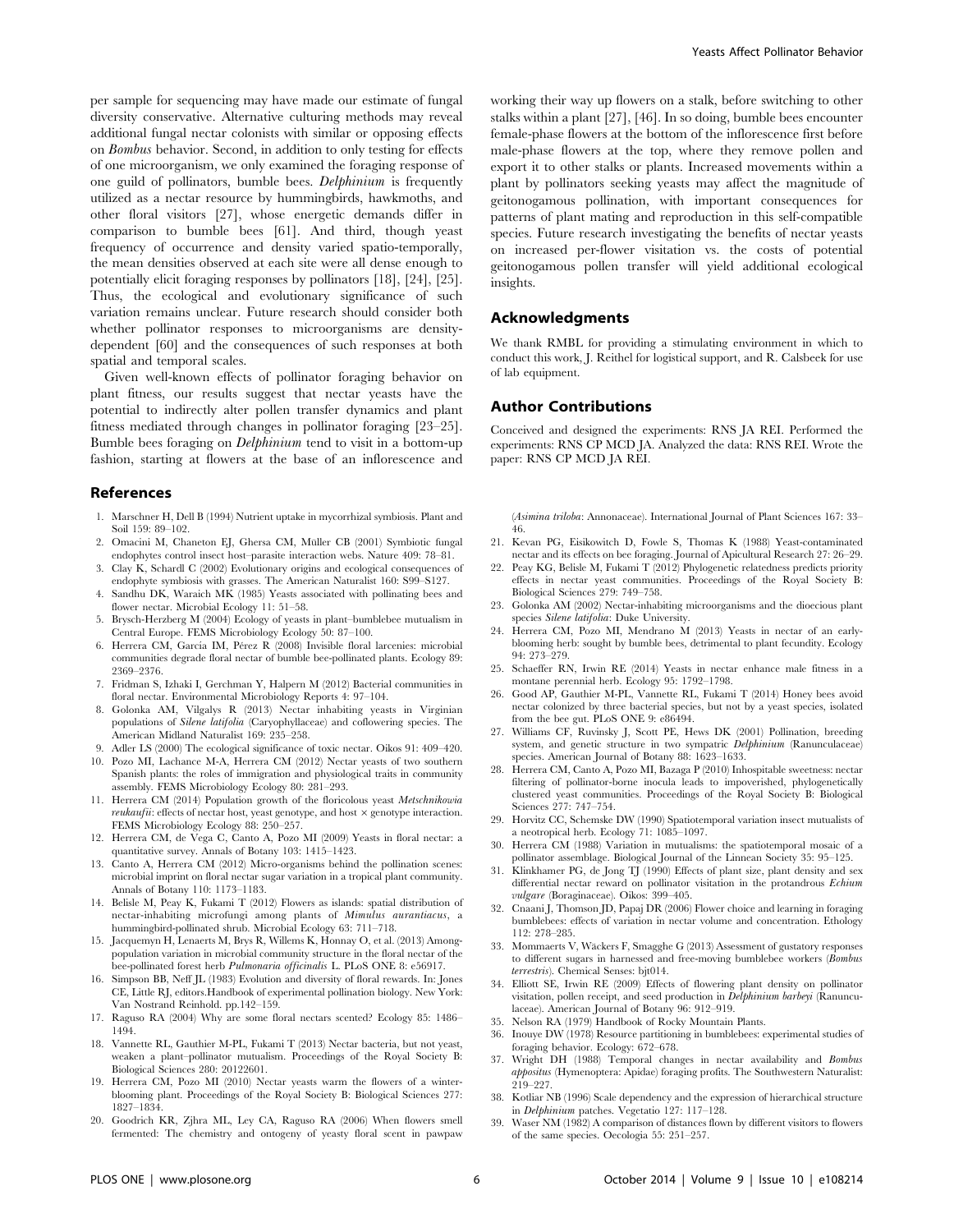per sample for sequencing may have made our estimate of fungal diversity conservative. Alternative culturing methods may reveal additional fungal nectar colonists with similar or opposing effects on *Bombus* behavior. Second, in addition to only testing for effects of one microorganism, we only examined the foraging response of one guild of pollinators, bumble bees. *Delphinium* is frequently utilized as a nectar resource by hummingbirds, hawkmoths, and other floral visitors [27], whose energetic demands differ in comparison to bumble bees [61]. And third, though yeast frequency of occurrence and density varied spatio-temporally, the mean densities observed at each site were all dense enough to potentially elicit foraging responses by pollinators [18], [24], [25]. Thus, the ecological and evolutionary significance of such variation remains unclear. Future research should consider both whether pollinator responses to microorganisms are density-dependent [60] and the consequences of such responses at both spatial and temporal scales.

Given well-known effects of pollinator foraging behavior on plant fitness, our results suggest that nectar yeasts have the potential to indirectly alter pollen transfer dynamics and plant fitness mediated through changes in pollinator foraging [23–25]. Bumble bees foraging on *Delphinium* tend to visit in a bottom-up fashion, starting at flowers at the base of an inflorescence and working their way up flowers on a stalk, before switching to other stalks within a plant [27], [46]. In so doing, bumble bees encounter female-phase flowers at the bottom of the inflorescence first before male-phase flowers at the top, where they remove pollen and export it to other stalks or plants. Increased movements within a plant by pollinators seeking yeasts may affect the magnitude of geitonogamous pollination, with important consequences for patterns of plant mating and reproduction in this self-compatible species. Future research investigating the benefits of nectar yeasts on increased per-flower visitation vs. the costs of potential geitonogamous pollen transfer will yield additional ecological insights.

## Acknowledgments

We thank RMBL for providing a stimulating environment in which to conduct this work, J. Reithel for logistical support, and R. Calsbeek for use of lab equipment.

## Author Contributions

Conceived and designed the experiments: RNS JA REI. Performed the experiments: RNS CP MCD JA. Analyzed the data: RNS REI. Wrote the paper: RNS CP MCD JA REI.

## References

1. Marschner H, Dell B (1994) Nutrient uptake in mycorrhizal symbiosis. Plant and Soil 159: 89–102.
2. Omacini M, Chaneton EJ, Ghersa CM, Müller CB (2001) Symbiotic fungal endophytes control insect host–parasite interaction webs. Nature 409: 78–81.
3. Clay K, Schardl C (2002) Evolutionary origins and ecological consequences of endophyte symbiosis with grasses. The American Naturalist 160: S99–S127.
4. Sandhu DK, Waraich MK (1985) Yeasts associated with pollinating bees and flower nectar. Microbial Ecology 11: 51–58.
5. Brysch-Herzberg M (2004) Ecology of yeasts in plant–bumblebee mutualism in Central Europe. FEMS Microbiology Ecology 50: 87–100.
6. Herrera CM, García IM, Pérez R (2008) Invisible floral larcenies: microbial communities degrade floral nectar of bumble bee-pollinated plants. Ecology 89: 2369–2376.
7. Fridman S, Izhaki I, Gerchman Y, Halpern M (2012) Bacterial communities in floral nectar. Environmental Microbiology Reports 4: 97–104.
8. Golonka AM, Vilgalys R (2013) Nectar inhabiting yeasts in Virginian populations of *Silene latifolia* (Caryophyllaceae) and coflowering species. The American Midland Naturalist 169: 235–258.
9. Adler LS (2000) The ecological significance of toxic nectar. Oikos 91: 409–420.
10. Pozo MI, Lachance M-A, Herrera CM (2012) Nectar yeasts of two southern Spanish plants: the roles of immigration and physiological traits in community assembly. FEMS Microbiology Ecology 80: 281–293.
11. Herrera CM (2014) Population growth of the floricolous yeast *Metschnikowia reukaufii*: effects of nectar host, yeast genotype, and host × genotype interaction. FEMS Microbiology Ecology 88: 250–257.
12. Herrera CM, de Vega C, Canto A, Pozo MI (2009) Yeasts in floral nectar: a quantitative survey. Annals of Botany 103: 1415–1423.
13. Canto A, Herrera CM (2012) Micro-organisms behind the pollination scenes: microbial imprint on floral nectar sugar variation in a tropical plant community. Annals of Botany 110: 1173–1183.
14. Belisle M, Peay K, Fukami T (2012) Flowers as islands: spatial distribution of nectar-inhabiting microfungi among plants of *Mimulus aurantiacus*, a hummingbird-pollinated shrub. Microbial Ecology 63: 711–718.
15. Jacquemyn H, Lenaerts M, Brys R, Willems K, Honnay O, et al. (2013) Among-population variation in microbial community structure in the floral nectar of the bee-pollinated forest herb *Pulmonaria officinalis* L. PLoS ONE 8: e56917.
16. Simpson BB, Neff JL (1983) Evolution and diversity of floral rewards. In: Jones CE, Little RJ, editors.Handbook of experimental pollination biology. New York: Van Nostrand Reinhold. pp.142–159.
17. Raguso RA (2004) Why are some floral nectars scented? Ecology 85: 1486–1494.
18. Vannette RL, Gauthier M-PL, Fukami T (2013) Nectar bacteria, but not yeast, weaken a plant–pollinator mutualism. Proceedings of the Royal Society B: Biological Sciences 280: 20122601.
19. Herrera CM, Pozo MI (2010) Nectar yeasts warm the flowers of a winter-blooming plant. Proceedings of the Royal Society B: Biological Sciences 277: 1827–1834.
20. Goodrich KR, Zjhra ML, Ley CA, Raguso RA (2006) When flowers smell fermented: The chemistry and ontogeny of yeasty floral scent in pawpaw (*Asimina triloba*: Annonaceae). International Journal of Plant Sciences 167: 33–46.
21. Kevan PG, Eisikowitch D, Fowle S, Thomas K (1988) Yeast-contaminated nectar and its effects on bee foraging. Journal of Apicultural Research 27: 26–29.
22. Peay KG, Belisle M, Fukami T (2012) Phylogenetic relatedness predicts priority effects in nectar yeast communities. Proceedings of the Royal Society B: Biological Sciences 279: 749–758.
23. Golonka AM (2002) Nectar-inhabiting microorganisms and the dioecious plant species *Silene latifolia*: Duke University.
24. Herrera CM, Pozo MI, Mendrano M (2013) Yeasts in nectar of an early-blooming herb: sought by bumble bees, detrimental to plant fecundity. Ecology 94: 273–279.
25. Schaeffer RN, Irwin RE (2014) Yeasts in nectar enhance male fitness in a montane perennial herb. Ecology 95: 1792–1798.
26. Good AP, Gauthier M-PL, Vannette RL, Fukami T (2014) Honey bees avoid nectar colonized by three bacterial species, but not by a yeast species, isolated from the bee gut. PLoS ONE 9: e86494.
27. Williams CF, Ruvinsky J, Scott PE, Hews DK (2001) Pollination, breeding system, and genetic structure in two sympatric *Delphinium* (Ranunculaceae) species. American Journal of Botany 88: 1623–1633.
28. Herrera CM, Canto A, Pozo MI, Bazaga P (2010) Inhospitable sweetness: nectar filtering of pollinator-borne inocula leads to impoverished, phylogenetically clustered yeast communities. Proceedings of the Royal Society B: Biological Sciences 277: 747–754.
29. Horvitz CC, Schemske DW (1990) Spatiotemporal variation insect mutualists of a neotropical herb. Ecology 71: 1085–1097.
30. Herrera CM (1988) Variation in mutualisms: the spatiotemporal mosaic of a pollinator assemblage. Biological Journal of the Linnean Society 35: 95–125.
31. Klinkhamer PG, de Jong TJ (1990) Effects of plant size, plant density and sex differential nectar reward on pollinator visitation in the protandrous *Echium vulgare* (Boraginaceae). Oikos: 399–405.
32. Cnaani J, Thomson JD, Papaj DR (2006) Flower choice and learning in foraging bumblebees: effects of variation in nectar volume and concentration. Ethology 112: 278–285.
33. Mommaerts V, Wäckers F, Smagghe G (2013) Assessment of gustatory responses to different sugars in harnessed and free-moving bumblebee workers (*Bombus terrestris*). Chemical Senses: bjt014.
34. Elliott SE, Irwin RE (2009) Effects of flowering plant density on pollinator visitation, pollen receipt, and seed production in *Delphinium barbeyi* (Ranunculaceae). American Journal of Botany 96: 912–919.
35. Nelson RA (1979) Handbook of Rocky Mountain Plants.
36. Inouye DW (1978) Resource partitioning in bumblebees: experimental studies of foraging behavior. Ecology: 672–678.
37. Wright DH (1988) Temporal changes in nectar availability and *Bombus appositus* (Hymenoptera: Apidae) foraging profits. The Southwestern Naturalist: 219–227.
38. Kotliar NB (1996) Scale dependency and the expression of hierarchical structure in *Delphinium* patches. Vegetatio 127: 117–128.
39. Waser NM (1982) A comparison of distances flown by different visitors to flowers of the same species. Oecologia 55: 251–257.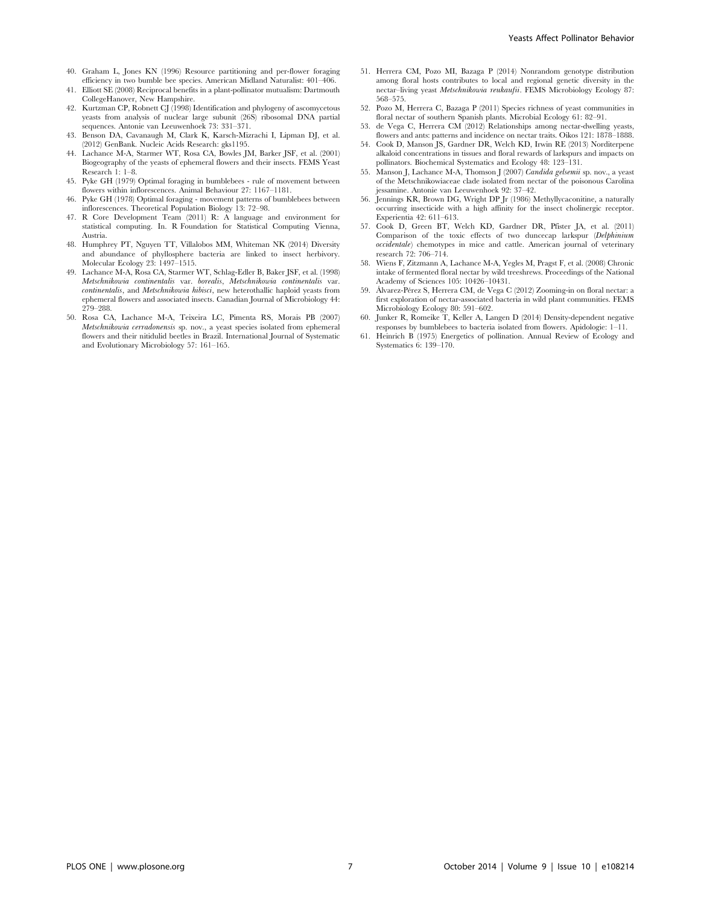40. Graham L, Jones KN (1996) Resource partitioning and per-flower foraging efficiency in two bumble bee species. American Midland Naturalist: 401–406.
41. Elliott SE (2008) Reciprocal benefits in a plant-pollinator mutualism: Dartmouth CollegeHanover, New Hampshire.
42. Kurtzman CP, Robnett CJ (1998) Identification and phylogeny of ascomycetous yeasts from analysis of nuclear large subunit (26S) ribosomal DNA partial sequences. Antonie van Leeuwenhoek 73: 331–371.
43. Benson DA, Cavanaugh M, Clark K, Karsch-Mizrachi I, Lipman DJ, et al. (2012) GenBank. Nucleic Acids Research: gks1195.
44. Lachance M-A, Starmer WT, Rosa CA, Bowles JM, Barker JSF, et al. (2001) Biogeography of the yeasts of ephemeral flowers and their insects. FEMS Yeast Research 1: 1–8.
45. Pyke GH (1979) Optimal foraging in bumblebees - rule of movement between flowers within inflorescences. Animal Behaviour 27: 1167–1181.
46. Pyke GH (1978) Optimal foraging - movement patterns of bumblebees between inflorescences. Theoretical Population Biology 13: 72–98.
47. R Core Development Team (2011) R: A language and environment for statistical computing. In. R Foundation for Statistical Computing Vienna, Austria.
48. Humphrey PT, Nguyen TT, Villalobos MM, Whiteman NK (2014) Diversity and abundance of phyllosphere bacteria are linked to insect herbivory. Molecular Ecology 23: 1497–1515.
49. Lachance M-A, Rosa CA, Starmer WT, Schlag-Edler B, Baker JSF, et al. (1998) *Metschnikowia continentalis* var. *borealis*, *Metschnikowia continentalis* var. *continentalis*, and *Metschnikowia hibisci*, new heterothallic haploid yeasts from ephemeral flowers and associated insects. Canadian Journal of Microbiology 44: 279–288.
50. Rosa CA, Lachance M-A, Teixeira LC, Pimenta RS, Morais PB (2007) *Metschnikowia cerradonensis* sp. nov., a yeast species isolated from ephemeral flowers and their nitidulid beetles in Brazil. International Journal of Systematic and Evolutionary Microbiology 57: 161–165.
51. Herrera CM, Pozo MI, Bazaga P (2014) Nonrandom genotype distribution among floral hosts contributes to local and regional genetic diversity in the nectar–living yeast *Metschnikowia reukaufii*. FEMS Microbiology Ecology 87: 568–575.
52. Pozo M, Herrera C, Bazaga P (2011) Species richness of yeast communities in floral nectar of southern Spanish plants. Microbial Ecology 61: 82–91.
53. de Vega C, Herrera CM (2012) Relationships among nectar-dwelling yeasts, flowers and ants: patterns and incidence on nectar traits. Oikos 121: 1878–1888.
54. Cook D, Manson JS, Gardner DR, Welch KD, Irwin RE (2013) Norditerpene alkaloid concentrations in tissues and floral rewards of larkspurs and impacts on pollinators. Biochemical Systematics and Ecology 48: 123–131.
55. Manson J, Lachance M-A, Thomson J (2007) *Candida gelsemii* sp. nov., a yeast of the Metschnikowiaceae clade isolated from nectar of the poisonous Carolina jessamine. Antonie van Leeuwenhoek 92: 37–42.
56. Jennings KR, Brown DG, Wright DP Jr (1986) Methyllycaconitine, a naturally occurring insecticide with a high affinity for the insect cholinergic receptor. Experientia 42: 611–613.
57. Cook D, Green BT, Welch KD, Gardner DR, Pfister JA, et al. (2011) Comparison of the toxic effects of two duncecap larkspur (*Delphinium occidentale*) chemotypes in mice and cattle. American journal of veterinary research 72: 706–714.
58. Wiens F, Zitzmann A, Lachance M-A, Yegles M, Pragst F, et al. (2008) Chronic intake of fermented floral nectar by wild treeshrews. Proceedings of the National Academy of Sciences 105: 10426–10431.
59. Álvarez-Pérez S, Herrera CM, de Vega C (2012) Zooming-in on floral nectar: a first exploration of nectar-associated bacteria in wild plant communities. FEMS Microbiology Ecology 80: 591–602.
60. Junker R, Romeike T, Keller A, Langen D (2014) Density-dependent negative responses by bumblebees to bacteria isolated from flowers. Apidologie: 1–11.
61. Heinrich B (1975) Energetics of pollination. Annual Review of Ecology and Systematics 6: 139–170.